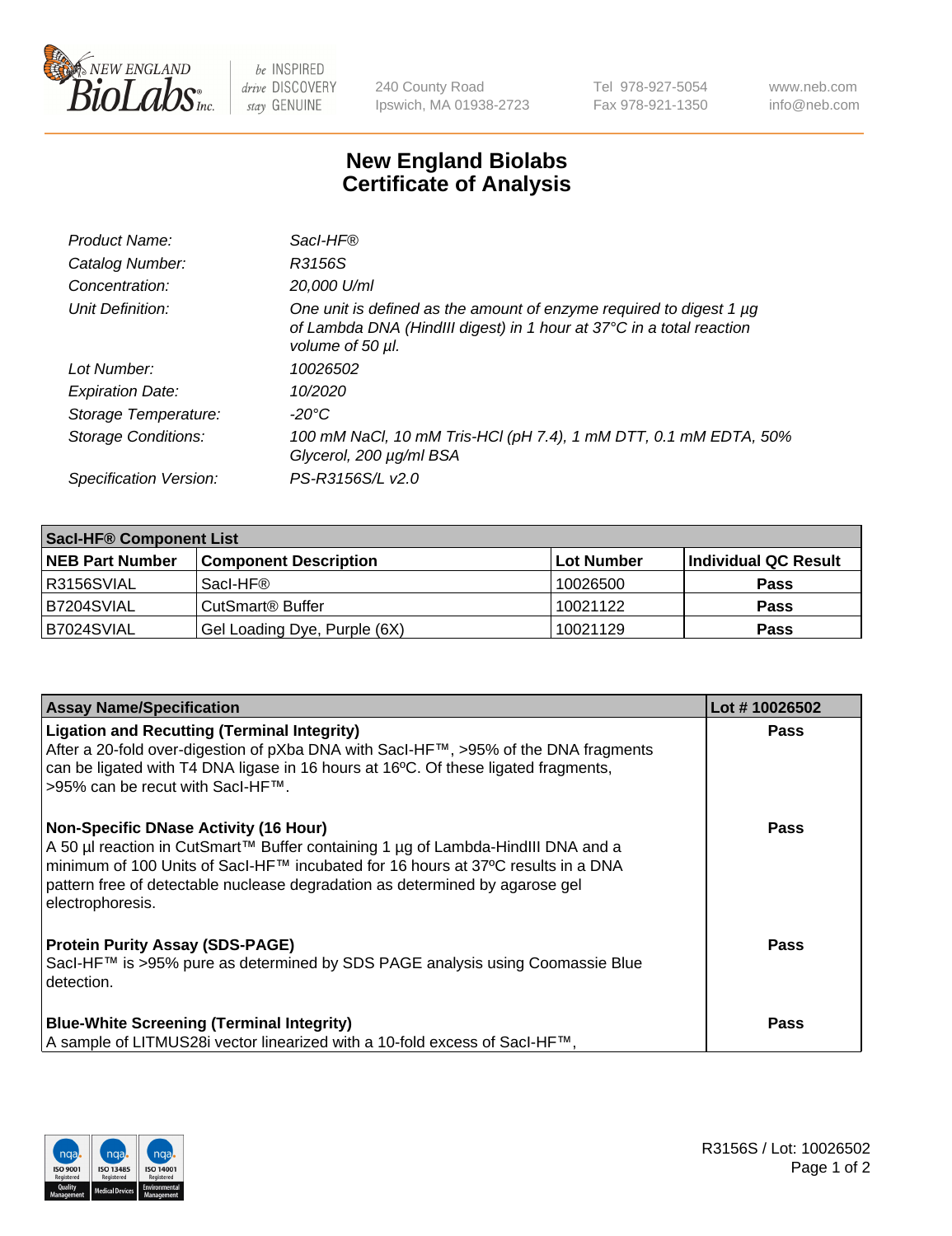# New England Biolabs Certificate of Analysis

| | |
|---|---|
| *Product Name:* | *SacI-HF®* |
| *Catalog Number:* | *R3156S* |
| *Concentration:* | *20,000 U/ml* |
| *Unit Definition:* | *One unit is defined as the amount of enzyme required to digest 1 µg of Lambda DNA (HindIII digest) in 1 hour at 37°C in a total reaction volume of 50 µl.* |
| *Lot Number:* | *10026502* |
| *Expiration Date:* | *10/2020* |
| *Storage Temperature:* | *-20°C* |
| *Storage Conditions:* | *100 mM NaCl, 10 mM Tris-HCl (pH 7.4), 1 mM DTT, 0.1 mM EDTA, 50% Glycerol, 200 µg/ml BSA* |
| *Specification Version:* | *PS-R3156S/L v2.0* |

| SacI-HF® Component List | | | |
|---|---|---|---|
| **NEB Part Number** | **Component Description** | **Lot Number** | **Individual QC Result** |
| R3156SVIAL | SacI-HF® | 10026500 | **Pass** |
| B7204SVIAL | CutSmart® Buffer | 10021122 | **Pass** |
| B7024SVIAL | Gel Loading Dye, Purple (6X) | 10021129 | **Pass** |

| Assay Name/Specification | Lot # 10026502 |
|---|---|
| **Ligation and Recutting (Terminal Integrity)**<br>After a 20-fold over-digestion of pXba DNA with SacI-HF™, >95% of the DNA fragments can be ligated with T4 DNA ligase in 16 hours at 16ºC. Of these ligated fragments, >95% can be recut with SacI-HF™. | **Pass** |
| **Non-Specific DNase Activity (16 Hour)**<br>A 50 µl reaction in CutSmart™ Buffer containing 1 µg of Lambda-HindIII DNA and a minimum of 100 Units of SacI-HF™ incubated for 16 hours at 37ºC results in a DNA pattern free of detectable nuclease degradation as determined by agarose gel electrophoresis. | **Pass** |
| **Protein Purity Assay (SDS-PAGE)**<br>SacI-HF™ is >95% pure as determined by SDS PAGE analysis using Coomassie Blue detection. | **Pass** |
| **Blue-White Screening (Terminal Integrity)**<br>A sample of LITMUS28i vector linearized with a 10-fold excess of SacI-HF™, | **Pass** |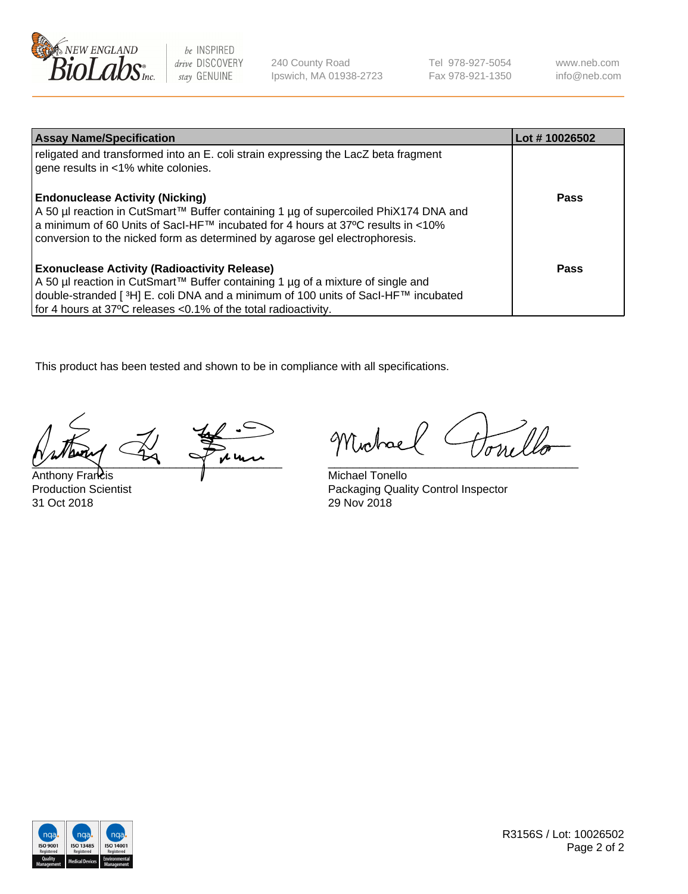| Assay Name/Specification | Lot # 10026502 |
|---|---|
| religated and transformed into an E. coli strain expressing the LacZ beta fragment gene results in <1% white colonies. | |
| **Endonuclease Activity (Nicking)**<br>A 50 µl reaction in CutSmart™ Buffer containing 1 µg of supercoiled PhiX174 DNA and a minimum of 60 Units of SacI-HF™ incubated for 4 hours at 37ºC results in <10% conversion to the nicked form as determined by agarose gel electrophoresis. | **Pass** |
| **Exonuclease Activity (Radioactivity Release)**<br>A 50 µl reaction in CutSmart™ Buffer containing 1 µg of a mixture of single and double-stranded [ $^3$H] E. coli DNA and a minimum of 100 units of SacI-HF™ incubated for 4 hours at 37ºC releases <0.1% of the total radioactivity. | **Pass** |

This product has been tested and shown to be in compliance with all specifications.

Anthony Francis
Production Scientist
31 Oct 2018

Michael Tonello
Packaging Quality Control Inspector
29 Nov 2018

R3156S / Lot: 10026502